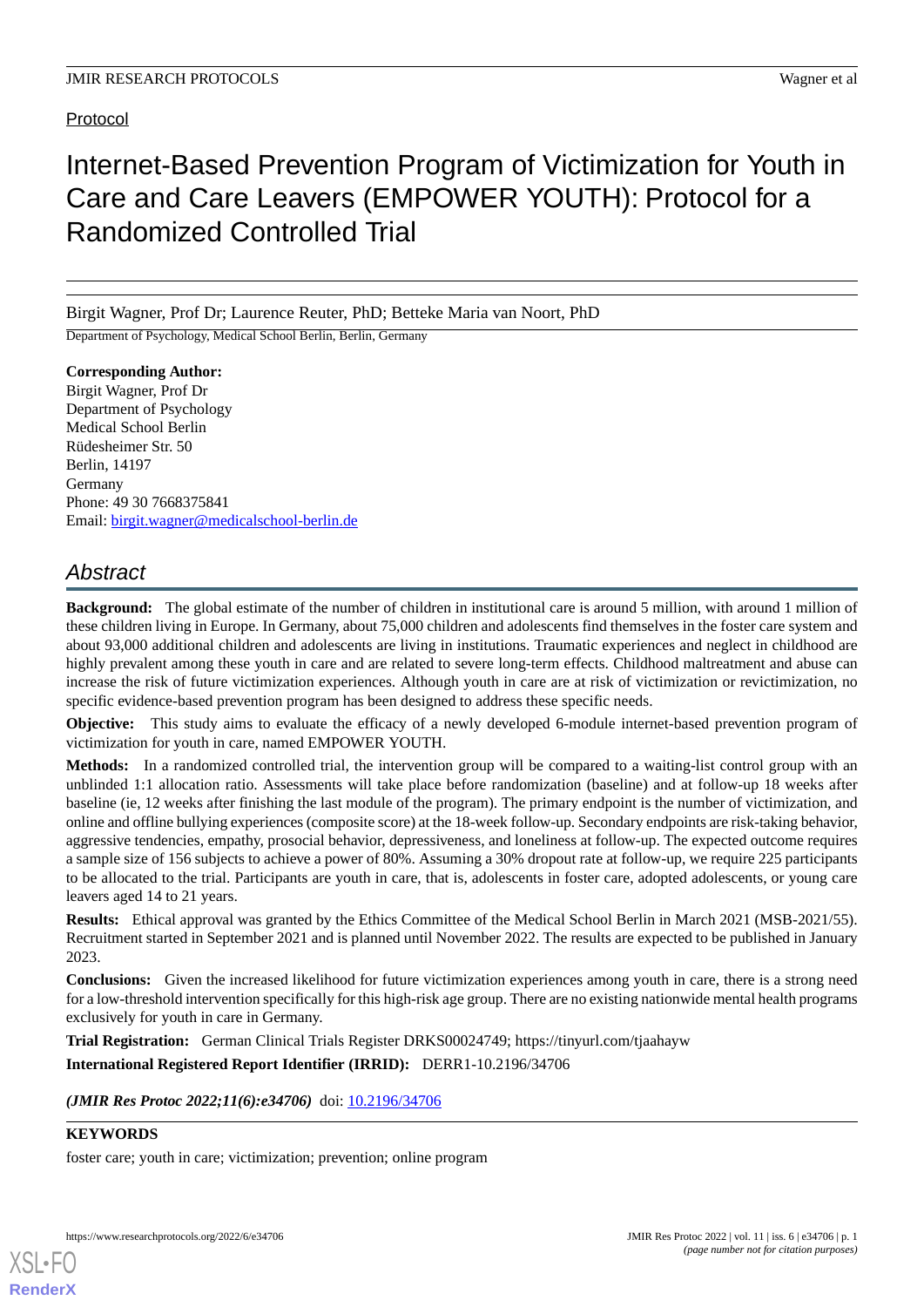Protocol

# Internet-Based Prevention Program of Victimization for Youth in Care and Care Leavers (EMPOWER YOUTH): Protocol for a Randomized Controlled Trial

Birgit Wagner, Prof Dr; Laurence Reuter, PhD; Betteke Maria van Noort, PhD

Department of Psychology, Medical School Berlin, Berlin, Germany

**Corresponding Author:**
Birgit Wagner, Prof Dr
Department of Psychology
Medical School Berlin
Rüdesheimer Str. 50
Berlin, 14197
Germany
Phone: 49 30 7668375841
Email: birgit.wagner@medicalschool-berlin.de

## Abstract

**Background:** The global estimate of the number of children in institutional care is around 5 million, with around 1 million of these children living in Europe. In Germany, about 75,000 children and adolescents find themselves in the foster care system and about 93,000 additional children and adolescents are living in institutions. Traumatic experiences and neglect in childhood are highly prevalent among these youth in care and are related to severe long-term effects. Childhood maltreatment and abuse can increase the risk of future victimization experiences. Although youth in care are at risk of victimization or revictimization, no specific evidence-based prevention program has been designed to address these specific needs.

**Objective:** This study aims to evaluate the efficacy of a newly developed 6-module internet-based prevention program of victimization for youth in care, named EMPOWER YOUTH.

**Methods:** In a randomized controlled trial, the intervention group will be compared to a waiting-list control group with an unblinded 1:1 allocation ratio. Assessments will take place before randomization (baseline) and at follow-up 18 weeks after baseline (ie, 12 weeks after finishing the last module of the program). The primary endpoint is the number of victimization, and online and offline bullying experiences (composite score) at the 18-week follow-up. Secondary endpoints are risk-taking behavior, aggressive tendencies, empathy, prosocial behavior, depressiveness, and loneliness at follow-up. The expected outcome requires a sample size of 156 subjects to achieve a power of 80%. Assuming a 30% dropout rate at follow-up, we require 225 participants to be allocated to the trial. Participants are youth in care, that is, adolescents in foster care, adopted adolescents, or young care leavers aged 14 to 21 years.

**Results:** Ethical approval was granted by the Ethics Committee of the Medical School Berlin in March 2021 (MSB-2021/55). Recruitment started in September 2021 and is planned until November 2022. The results are expected to be published in January 2023.

**Conclusions:** Given the increased likelihood for future victimization experiences among youth in care, there is a strong need for a low-threshold intervention specifically for this high-risk age group. There are no existing nationwide mental health programs exclusively for youth in care in Germany.

**Trial Registration:** German Clinical Trials Register DRKS00024749; https://tinyurl.com/tjaahayw

**International Registered Report Identifier (IRRID):** DERR1-10.2196/34706

***(JMIR Res Protoc 2022;11(6):e34706)*** doi: 10.2196/34706

**KEYWORDS**

foster care; youth in care; victimization; prevention; online program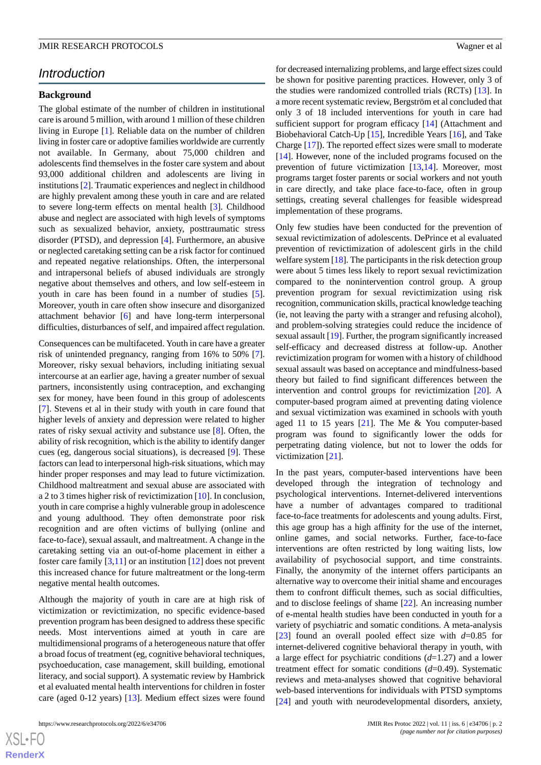## Introduction

### Background

The global estimate of the number of children in institutional care is around 5 million, with around 1 million of these children living in Europe [1]. Reliable data on the number of children living in foster care or adoptive families worldwide are currently not available. In Germany, about 75,000 children and adolescents find themselves in the foster care system and about 93,000 additional children and adolescents are living in institutions [2]. Traumatic experiences and neglect in childhood are highly prevalent among these youth in care and are related to severe long-term effects on mental health [3]. Childhood abuse and neglect are associated with high levels of symptoms such as sexualized behavior, anxiety, posttraumatic stress disorder (PTSD), and depression [4]. Furthermore, an abusive or neglected caretaking setting can be a risk factor for continued and repeated negative relationships. Often, the interpersonal and intrapersonal beliefs of abused individuals are strongly negative about themselves and others, and low self-esteem in youth in care has been found in a number of studies [5]. Moreover, youth in care often show insecure and disorganized attachment behavior [6] and have long-term interpersonal difficulties, disturbances of self, and impaired affect regulation.

Consequences can be multifaceted. Youth in care have a greater risk of unintended pregnancy, ranging from 16% to 50% [7]. Moreover, risky sexual behaviors, including initiating sexual intercourse at an earlier age, having a greater number of sexual partners, inconsistently using contraception, and exchanging sex for money, have been found in this group of adolescents [7]. Stevens et al in their study with youth in care found that higher levels of anxiety and depression were related to higher rates of risky sexual activity and substance use [8]. Often, the ability of risk recognition, which is the ability to identify danger cues (eg, dangerous social situations), is decreased [9]. These factors can lead to interpersonal high-risk situations, which may hinder proper responses and may lead to future victimization. Childhood maltreatment and sexual abuse are associated with a 2 to 3 times higher risk of revictimization [10]. In conclusion, youth in care comprise a highly vulnerable group in adolescence and young adulthood. They often demonstrate poor risk recognition and are often victims of bullying (online and face-to-face), sexual assault, and maltreatment. A change in the caretaking setting via an out-of-home placement in either a foster care family [3,11] or an institution [12] does not prevent this increased chance for future maltreatment or the long-term negative mental health outcomes.

Although the majority of youth in care are at high risk of victimization or revictimization, no specific evidence-based prevention program has been designed to address these specific needs. Most interventions aimed at youth in care are multidimensional programs of a heterogeneous nature that offer a broad focus of treatment (eg, cognitive behavioral techniques, psychoeducation, case management, skill building, emotional literacy, and social support). A systematic review by Hambrick et al evaluated mental health interventions for children in foster care (aged 0-12 years) [13]. Medium effect sizes were found for decreased internalizing problems, and large effect sizes could be shown for positive parenting practices. However, only 3 of the studies were randomized controlled trials (RCTs) [13]. In a more recent systematic review, Bergström et al concluded that only 3 of 18 included interventions for youth in care had sufficient support for program efficacy [14] (Attachment and Biobehavioral Catch-Up [15], Incredible Years [16], and Take Charge [17]). The reported effect sizes were small to moderate [14]. However, none of the included programs focused on the prevention of future victimization [13,14]. Moreover, most programs target foster parents or social workers and not youth in care directly, and take place face-to-face, often in group settings, creating several challenges for feasible widespread implementation of these programs.

Only few studies have been conducted for the prevention of sexual revictimization of adolescents. DePrince et al evaluated prevention of revictimization of adolescent girls in the child welfare system [18]. The participants in the risk detection group were about 5 times less likely to report sexual revictimization compared to the nonintervention control group. A group prevention program for sexual revictimization using risk recognition, communication skills, practical knowledge teaching (ie, not leaving the party with a stranger and refusing alcohol), and problem-solving strategies could reduce the incidence of sexual assault [19]. Further, the program significantly increased self-efficacy and decreased distress at follow-up. Another revictimization program for women with a history of childhood sexual assault was based on acceptance and mindfulness-based theory but failed to find significant differences between the intervention and control groups for revictimization [20]. A computer-based program aimed at preventing dating violence and sexual victimization was examined in schools with youth aged 11 to 15 years [21]. The Me & You computer-based program was found to significantly lower the odds for perpetrating dating violence, but not to lower the odds for victimization [21].

In the past years, computer-based interventions have been developed through the integration of technology and psychological interventions. Internet-delivered interventions have a number of advantages compared to traditional face-to-face treatments for adolescents and young adults. First, this age group has a high affinity for the use of the internet, online games, and social networks. Further, face-to-face interventions are often restricted by long waiting lists, low availability of psychosocial support, and time constraints. Finally, the anonymity of the internet offers participants an alternative way to overcome their initial shame and encourages them to confront difficult themes, such as social difficulties, and to disclose feelings of shame [22]. An increasing number of e-mental health studies have been conducted in youth for a variety of psychiatric and somatic conditions. A meta-analysis [23] found an overall pooled effect size with $d$=0.85 for internet-delivered cognitive behavioral therapy in youth, with a large effect for psychiatric conditions ($d$=1.27) and a lower treatment effect for somatic conditions ($d$=0.49). Systematic reviews and meta-analyses showed that cognitive behavioral web-based interventions for individuals with PTSD symptoms [24] and youth with neurodevelopmental disorders, anxiety,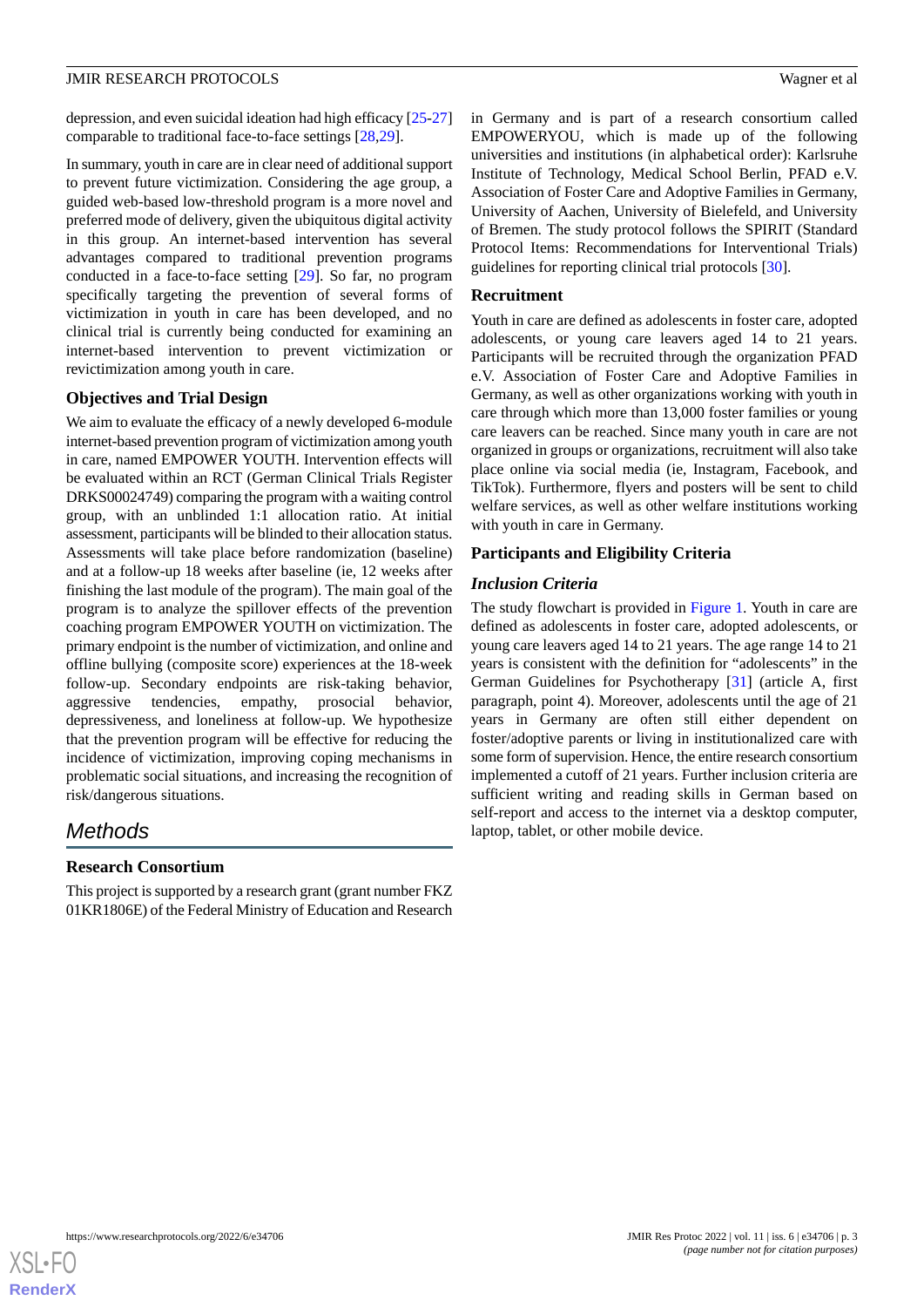depression, and even suicidal ideation had high efficacy [25-27] comparable to traditional face-to-face settings [28,29].

In summary, youth in care are in clear need of additional support to prevent future victimization. Considering the age group, a guided web-based low-threshold program is a more novel and preferred mode of delivery, given the ubiquitous digital activity in this group. An internet-based intervention has several advantages compared to traditional prevention programs conducted in a face-to-face setting [29]. So far, no program specifically targeting the prevention of several forms of victimization in youth in care has been developed, and no clinical trial is currently being conducted for examining an internet-based intervention to prevent victimization or revictimization among youth in care.

### Objectives and Trial Design

We aim to evaluate the efficacy of a newly developed 6-module internet-based prevention program of victimization among youth in care, named EMPOWER YOUTH. Intervention effects will be evaluated within an RCT (German Clinical Trials Register DRKS00024749) comparing the program with a waiting control group, with an unblinded 1:1 allocation ratio. At initial assessment, participants will be blinded to their allocation status. Assessments will take place before randomization (baseline) and at a follow-up 18 weeks after baseline (ie, 12 weeks after finishing the last module of the program). The main goal of the program is to analyze the spillover effects of the prevention coaching program EMPOWER YOUTH on victimization. The primary endpoint is the number of victimization, and online and offline bullying (composite score) experiences at the 18-week follow-up. Secondary endpoints are risk-taking behavior, aggressive tendencies, empathy, prosocial behavior, depressiveness, and loneliness at follow-up. We hypothesize that the prevention program will be effective for reducing the incidence of victimization, improving coping mechanisms in problematic social situations, and increasing the recognition of risk/dangerous situations.

## Methods

### Research Consortium

This project is supported by a research grant (grant number FKZ 01KR1806E) of the Federal Ministry of Education and Research in Germany and is part of a research consortium called EMPOWERYOU, which is made up of the following universities and institutions (in alphabetical order): Karlsruhe Institute of Technology, Medical School Berlin, PFAD e.V. Association of Foster Care and Adoptive Families in Germany, University of Aachen, University of Bielefeld, and University of Bremen. The study protocol follows the SPIRIT (Standard Protocol Items: Recommendations for Interventional Trials) guidelines for reporting clinical trial protocols [30].

### Recruitment

Youth in care are defined as adolescents in foster care, adopted adolescents, or young care leavers aged 14 to 21 years. Participants will be recruited through the organization PFAD e.V. Association of Foster Care and Adoptive Families in Germany, as well as other organizations working with youth in care through which more than 13,000 foster families or young care leavers can be reached. Since many youth in care are not organized in groups or organizations, recruitment will also take place online via social media (ie, Instagram, Facebook, and TikTok). Furthermore, flyers and posters will be sent to child welfare services, as well as other welfare institutions working with youth in care in Germany.

### Participants and Eligibility Criteria

#### *Inclusion Criteria*

The study flowchart is provided in Figure 1. Youth in care are defined as adolescents in foster care, adopted adolescents, or young care leavers aged 14 to 21 years. The age range 14 to 21 years is consistent with the definition for "adolescents" in the German Guidelines for Psychotherapy [31] (article A, first paragraph, point 4). Moreover, adolescents until the age of 21 years in Germany are often still either dependent on foster/adoptive parents or living in institutionalized care with some form of supervision. Hence, the entire research consortium implemented a cutoff of 21 years. Further inclusion criteria are sufficient writing and reading skills in German based on self-report and access to the internet via a desktop computer, laptop, tablet, or other mobile device.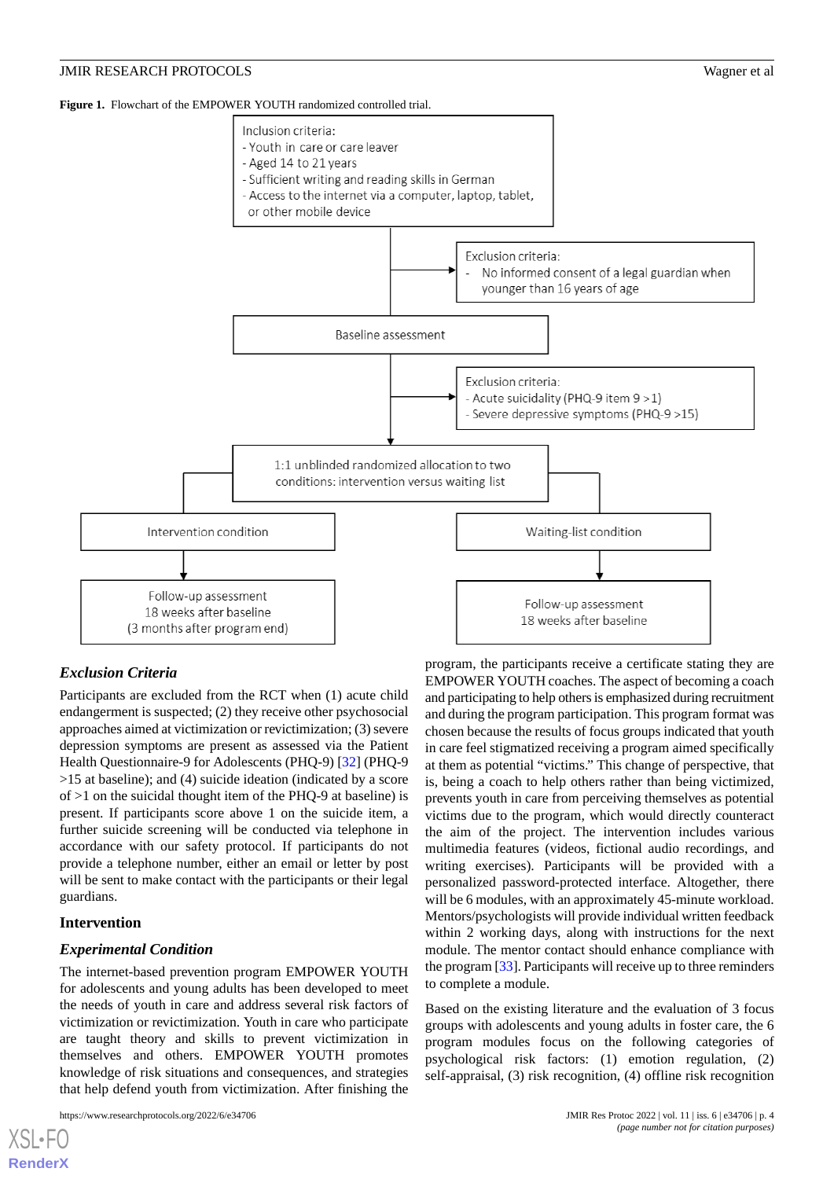**Figure 1.** Flowchart of the EMPOWER YOUTH randomized controlled trial.

Inclusion criteria:
- Youth in care or care leaver
- Aged 14 to 21 years
- Sufficient writing and reading skills in German
- Access to the internet via a computer, laptop, tablet, or other mobile device

Exclusion criteria:
- No informed consent of a legal guardian when younger than 16 years of age

Baseline assessment

Exclusion criteria:
- Acute suicidality (PHQ-9 item 9 >1)
- Severe depressive symptoms (PHQ-9 >15)

1:1 unblinded randomized allocation to two conditions: intervention versus waiting list

Intervention condition → Follow-up assessment 18 weeks after baseline (3 months after program end)

Waiting-list condition → Follow-up assessment 18 weeks after baseline

### *Exclusion Criteria*

Participants are excluded from the RCT when (1) acute child endangerment is suspected; (2) they receive other psychosocial approaches aimed at victimization or revictimization; (3) severe depression symptoms are present as assessed via the Patient Health Questionnaire-9 for Adolescents (PHQ-9) [32] (PHQ-9 >15 at baseline); and (4) suicide ideation (indicated by a score of >1 on the suicidal thought item of the PHQ-9 at baseline) is present. If participants score above 1 on the suicide item, a further suicide screening will be conducted via telephone in accordance with our safety protocol. If participants do not provide a telephone number, either an email or letter by post will be sent to make contact with the participants or their legal guardians.

## Intervention

### *Experimental Condition*

The internet-based prevention program EMPOWER YOUTH for adolescents and young adults has been developed to meet the needs of youth in care and address several risk factors of victimization or revictimization. Youth in care who participate are taught theory and skills to prevent victimization in themselves and others. EMPOWER YOUTH promotes knowledge of risk situations and consequences, and strategies that help defend youth from victimization. After finishing the program, the participants receive a certificate stating they are EMPOWER YOUTH coaches. The aspect of becoming a coach and participating to help others is emphasized during recruitment and during the program participation. This program format was chosen because the results of focus groups indicated that youth in care feel stigmatized receiving a program aimed specifically at them as potential "victims." This change of perspective, that is, being a coach to help others rather than being victimized, prevents youth in care from perceiving themselves as potential victims due to the program, which would directly counteract the aim of the project. The intervention includes various multimedia features (videos, fictional audio recordings, and writing exercises). Participants will be provided with a personalized password-protected interface. Altogether, there will be 6 modules, with an approximately 45-minute workload. Mentors/psychologists will provide individual written feedback within 2 working days, along with instructions for the next module. The mentor contact should enhance compliance with the program [33]. Participants will receive up to three reminders to complete a module.

Based on the existing literature and the evaluation of 3 focus groups with adolescents and young adults in foster care, the 6 program modules focus on the following categories of psychological risk factors: (1) emotion regulation, (2) self-appraisal, (3) risk recognition, (4) offline risk recognition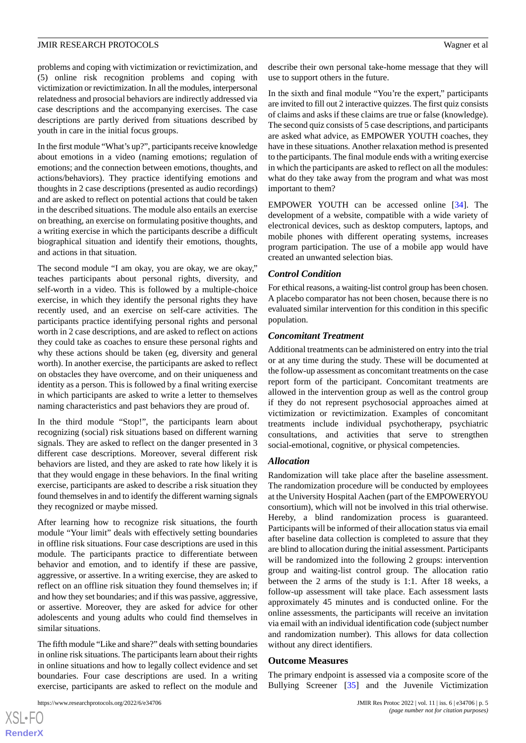problems and coping with victimization or revictimization, and (5) online risk recognition problems and coping with victimization or revictimization. In all the modules, interpersonal relatedness and prosocial behaviors are indirectly addressed via case descriptions and the accompanying exercises. The case descriptions are partly derived from situations described by youth in care in the initial focus groups.

In the first module "What's up?", participants receive knowledge about emotions in a video (naming emotions; regulation of emotions; and the connection between emotions, thoughts, and actions/behaviors). They practice identifying emotions and thoughts in 2 case descriptions (presented as audio recordings) and are asked to reflect on potential actions that could be taken in the described situations. The module also entails an exercise on breathing, an exercise on formulating positive thoughts, and a writing exercise in which the participants describe a difficult biographical situation and identify their emotions, thoughts, and actions in that situation.

The second module "I am okay, you are okay, we are okay," teaches participants about personal rights, diversity, and self-worth in a video. This is followed by a multiple-choice exercise, in which they identify the personal rights they have recently used, and an exercise on self-care activities. The participants practice identifying personal rights and personal worth in 2 case descriptions, and are asked to reflect on actions they could take as coaches to ensure these personal rights and why these actions should be taken (eg, diversity and general worth). In another exercise, the participants are asked to reflect on obstacles they have overcome, and on their uniqueness and identity as a person. This is followed by a final writing exercise in which participants are asked to write a letter to themselves naming characteristics and past behaviors they are proud of.

In the third module "Stop!", the participants learn about recognizing (social) risk situations based on different warning signals. They are asked to reflect on the danger presented in 3 different case descriptions. Moreover, several different risk behaviors are listed, and they are asked to rate how likely it is that they would engage in these behaviors. In the final writing exercise, participants are asked to describe a risk situation they found themselves in and to identify the different warning signals they recognized or maybe missed.

After learning how to recognize risk situations, the fourth module "Your limit" deals with effectively setting boundaries in offline risk situations. Four case descriptions are used in this module. The participants practice to differentiate between behavior and emotion, and to identify if these are passive, aggressive, or assertive. In a writing exercise, they are asked to reflect on an offline risk situation they found themselves in; if and how they set boundaries; and if this was passive, aggressive, or assertive. Moreover, they are asked for advice for other adolescents and young adults who could find themselves in similar situations.

The fifth module "Like and share?" deals with setting boundaries in online risk situations. The participants learn about their rights in online situations and how to legally collect evidence and set boundaries. Four case descriptions are used. In a writing exercise, participants are asked to reflect on the module and describe their own personal take-home message that they will use to support others in the future.

In the sixth and final module "You're the expert," participants are invited to fill out 2 interactive quizzes. The first quiz consists of claims and asks if these claims are true or false (knowledge). The second quiz consists of 5 case descriptions, and participants are asked what advice, as EMPOWER YOUTH coaches, they have in these situations. Another relaxation method is presented to the participants. The final module ends with a writing exercise in which the participants are asked to reflect on all the modules: what do they take away from the program and what was most important to them?

EMPOWER YOUTH can be accessed online [34]. The development of a website, compatible with a wide variety of electronical devices, such as desktop computers, laptops, and mobile phones with different operating systems, increases program participation. The use of a mobile app would have created an unwanted selection bias.

### *Control Condition*

For ethical reasons, a waiting-list control group has been chosen. A placebo comparator has not been chosen, because there is no evaluated similar intervention for this condition in this specific population.

### *Concomitant Treatment*

Additional treatments can be administered on entry into the trial or at any time during the study. These will be documented at the follow-up assessment as concomitant treatments on the case report form of the participant. Concomitant treatments are allowed in the intervention group as well as the control group if they do not represent psychosocial approaches aimed at victimization or revictimization. Examples of concomitant treatments include individual psychotherapy, psychiatric consultations, and activities that serve to strengthen social-emotional, cognitive, or physical competencies.

### *Allocation*

Randomization will take place after the baseline assessment. The randomization procedure will be conducted by employees at the University Hospital Aachen (part of the EMPOWERYOU consortium), which will not be involved in this trial otherwise. Hereby, a blind randomization process is guaranteed. Participants will be informed of their allocation status via email after baseline data collection is completed to assure that they are blind to allocation during the initial assessment. Participants will be randomized into the following 2 groups: intervention group and waiting-list control group. The allocation ratio between the 2 arms of the study is 1:1. After 18 weeks, a follow-up assessment will take place. Each assessment lasts approximately 45 minutes and is conducted online. For the online assessments, the participants will receive an invitation via email with an individual identification code (subject number and randomization number). This allows for data collection without any direct identifiers.

## Outcome Measures

The primary endpoint is assessed via a composite score of the Bullying Screener [35] and the Juvenile Victimization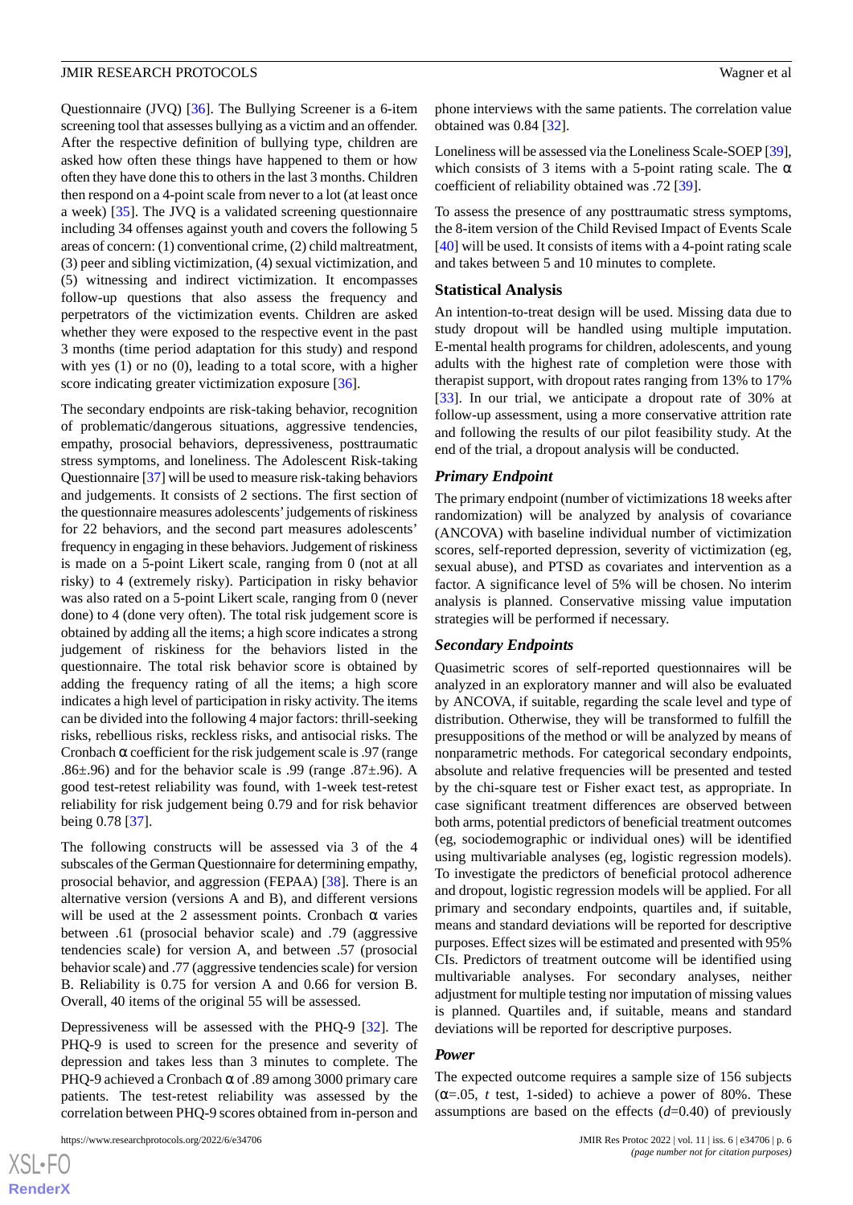Questionnaire (JVQ) [36]. The Bullying Screener is a 6-item screening tool that assesses bullying as a victim and an offender. After the respective definition of bullying type, children are asked how often these things have happened to them or how often they have done this to others in the last 3 months. Children then respond on a 4-point scale from never to a lot (at least once a week) [35]. The JVQ is a validated screening questionnaire including 34 offenses against youth and covers the following 5 areas of concern: (1) conventional crime, (2) child maltreatment, (3) peer and sibling victimization, (4) sexual victimization, and (5) witnessing and indirect victimization. It encompasses follow-up questions that also assess the frequency and perpetrators of the victimization events. Children are asked whether they were exposed to the respective event in the past 3 months (time period adaptation for this study) and respond with yes (1) or no (0), leading to a total score, with a higher score indicating greater victimization exposure [36].

The secondary endpoints are risk-taking behavior, recognition of problematic/dangerous situations, aggressive tendencies, empathy, prosocial behaviors, depressiveness, posttraumatic stress symptoms, and loneliness. The Adolescent Risk-taking Questionnaire [37] will be used to measure risk-taking behaviors and judgements. It consists of 2 sections. The first section of the questionnaire measures adolescents' judgements of riskiness for 22 behaviors, and the second part measures adolescents' frequency in engaging in these behaviors. Judgement of riskiness is made on a 5-point Likert scale, ranging from 0 (not at all risky) to 4 (extremely risky). Participation in risky behavior was also rated on a 5-point Likert scale, ranging from 0 (never done) to 4 (done very often). The total risk judgement score is obtained by adding all the items; a high score indicates a strong judgement of riskiness for the behaviors listed in the questionnaire. The total risk behavior score is obtained by adding the frequency rating of all the items; a high score indicates a high level of participation in risky activity. The items can be divided into the following 4 major factors: thrill-seeking risks, rebellious risks, reckless risks, and antisocial risks. The Cronbach α coefficient for the risk judgement scale is .97 (range .86±.96) and for the behavior scale is .99 (range .87±.96). A good test-retest reliability was found, with 1-week test-retest reliability for risk judgement being 0.79 and for risk behavior being 0.78 [37].

The following constructs will be assessed via 3 of the 4 subscales of the German Questionnaire for determining empathy, prosocial behavior, and aggression (FEPAA) [38]. There is an alternative version (versions A and B), and different versions will be used at the 2 assessment points. Cronbach α varies between .61 (prosocial behavior scale) and .79 (aggressive tendencies scale) for version A, and between .57 (prosocial behavior scale) and .77 (aggressive tendencies scale) for version B. Reliability is 0.75 for version A and 0.66 for version B. Overall, 40 items of the original 55 will be assessed.

Depressiveness will be assessed with the PHQ-9 [32]. The PHQ-9 is used to screen for the presence and severity of depression and takes less than 3 minutes to complete. The PHQ-9 achieved a Cronbach α of .89 among 3000 primary care patients. The test-retest reliability was assessed by the correlation between PHQ-9 scores obtained from in-person and phone interviews with the same patients. The correlation value obtained was 0.84 [32].

Loneliness will be assessed via the Loneliness Scale-SOEP [39], which consists of 3 items with a 5-point rating scale. The α coefficient of reliability obtained was .72 [39].

To assess the presence of any posttraumatic stress symptoms, the 8-item version of the Child Revised Impact of Events Scale [40] will be used. It consists of items with a 4-point rating scale and takes between 5 and 10 minutes to complete.

## Statistical Analysis

An intention-to-treat design will be used. Missing data due to study dropout will be handled using multiple imputation. E-mental health programs for children, adolescents, and young adults with the highest rate of completion were those with therapist support, with dropout rates ranging from 13% to 17% [33]. In our trial, we anticipate a dropout rate of 30% at follow-up assessment, using a more conservative attrition rate and following the results of our pilot feasibility study. At the end of the trial, a dropout analysis will be conducted.

### *Primary Endpoint*

The primary endpoint (number of victimizations 18 weeks after randomization) will be analyzed by analysis of covariance (ANCOVA) with baseline individual number of victimization scores, self-reported depression, severity of victimization (eg, sexual abuse), and PTSD as covariates and intervention as a factor. A significance level of 5% will be chosen. No interim analysis is planned. Conservative missing value imputation strategies will be performed if necessary.

### *Secondary Endpoints*

Quasimetric scores of self-reported questionnaires will be analyzed in an exploratory manner and will also be evaluated by ANCOVA, if suitable, regarding the scale level and type of distribution. Otherwise, they will be transformed to fulfill the presuppositions of the method or will be analyzed by means of nonparametric methods. For categorical secondary endpoints, absolute and relative frequencies will be presented and tested by the chi-square test or Fisher exact test, as appropriate. In case significant treatment differences are observed between both arms, potential predictors of beneficial treatment outcomes (eg, sociodemographic or individual ones) will be identified using multivariable analyses (eg, logistic regression models). To investigate the predictors of beneficial protocol adherence and dropout, logistic regression models will be applied. For all primary and secondary endpoints, quartiles and, if suitable, means and standard deviations will be reported for descriptive purposes. Effect sizes will be estimated and presented with 95% CIs. Predictors of treatment outcome will be identified using multivariable analyses. For secondary analyses, neither adjustment for multiple testing nor imputation of missing values is planned. Quartiles and, if suitable, means and standard deviations will be reported for descriptive purposes.

### *Power*

The expected outcome requires a sample size of 156 subjects (α=.05, *t* test, 1-sided) to achieve a power of 80%. These assumptions are based on the effects (*d*=0.40) of previously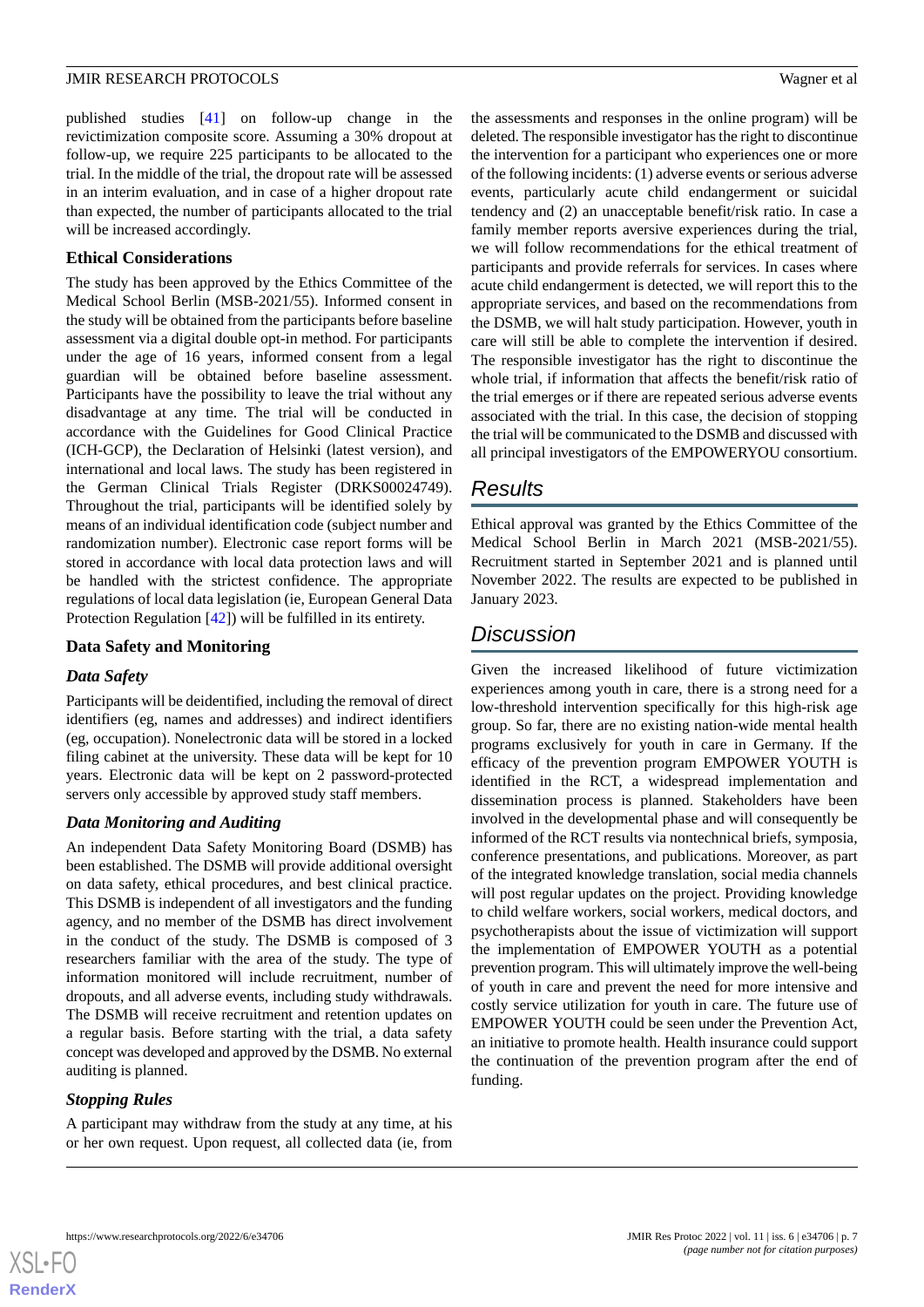published studies [41] on follow-up change in the revictimization composite score. Assuming a 30% dropout at follow-up, we require 225 participants to be allocated to the trial. In the middle of the trial, the dropout rate will be assessed in an interim evaluation, and in case of a higher dropout rate than expected, the number of participants allocated to the trial will be increased accordingly.

### Ethical Considerations

The study has been approved by the Ethics Committee of the Medical School Berlin (MSB-2021/55). Informed consent in the study will be obtained from the participants before baseline assessment via a digital double opt-in method. For participants under the age of 16 years, informed consent from a legal guardian will be obtained before baseline assessment. Participants have the possibility to leave the trial without any disadvantage at any time. The trial will be conducted in accordance with the Guidelines for Good Clinical Practice (ICH-GCP), the Declaration of Helsinki (latest version), and international and local laws. The study has been registered in the German Clinical Trials Register (DRKS00024749). Throughout the trial, participants will be identified solely by means of an individual identification code (subject number and randomization number). Electronic case report forms will be stored in accordance with local data protection laws and will be handled with the strictest confidence. The appropriate regulations of local data legislation (ie, European General Data Protection Regulation [42]) will be fulfilled in its entirety.

### Data Safety and Monitoring

#### *Data Safety*

Participants will be deidentified, including the removal of direct identifiers (eg, names and addresses) and indirect identifiers (eg, occupation). Nonelectronic data will be stored in a locked filing cabinet at the university. These data will be kept for 10 years. Electronic data will be kept on 2 password-protected servers only accessible by approved study staff members.

#### *Data Monitoring and Auditing*

An independent Data Safety Monitoring Board (DSMB) has been established. The DSMB will provide additional oversight on data safety, ethical procedures, and best clinical practice. This DSMB is independent of all investigators and the funding agency, and no member of the DSMB has direct involvement in the conduct of the study. The DSMB is composed of 3 researchers familiar with the area of the study. The type of information monitored will include recruitment, number of dropouts, and all adverse events, including study withdrawals. The DSMB will receive recruitment and retention updates on a regular basis. Before starting with the trial, a data safety concept was developed and approved by the DSMB. No external auditing is planned.

#### *Stopping Rules*

A participant may withdraw from the study at any time, at his or her own request. Upon request, all collected data (ie, from the assessments and responses in the online program) will be deleted. The responsible investigator has the right to discontinue the intervention for a participant who experiences one or more of the following incidents: (1) adverse events or serious adverse events, particularly acute child endangerment or suicidal tendency and (2) an unacceptable benefit/risk ratio. In case a family member reports aversive experiences during the trial, we will follow recommendations for the ethical treatment of participants and provide referrals for services. In cases where acute child endangerment is detected, we will report this to the appropriate services, and based on the recommendations from the DSMB, we will halt study participation. However, youth in care will still be able to complete the intervention if desired. The responsible investigator has the right to discontinue the whole trial, if information that affects the benefit/risk ratio of the trial emerges or if there are repeated serious adverse events associated with the trial. In this case, the decision of stopping the trial will be communicated to the DSMB and discussed with all principal investigators of the EMPOWERYOU consortium.

## Results

Ethical approval was granted by the Ethics Committee of the Medical School Berlin in March 2021 (MSB-2021/55). Recruitment started in September 2021 and is planned until November 2022. The results are expected to be published in January 2023.

## Discussion

Given the increased likelihood of future victimization experiences among youth in care, there is a strong need for a low-threshold intervention specifically for this high-risk age group. So far, there are no existing nation-wide mental health programs exclusively for youth in care in Germany. If the efficacy of the prevention program EMPOWER YOUTH is identified in the RCT, a widespread implementation and dissemination process is planned. Stakeholders have been involved in the developmental phase and will consequently be informed of the RCT results via nontechnical briefs, symposia, conference presentations, and publications. Moreover, as part of the integrated knowledge translation, social media channels will post regular updates on the project. Providing knowledge to child welfare workers, social workers, medical doctors, and psychotherapists about the issue of victimization will support the implementation of EMPOWER YOUTH as a potential prevention program. This will ultimately improve the well-being of youth in care and prevent the need for more intensive and costly service utilization for youth in care. The future use of EMPOWER YOUTH could be seen under the Prevention Act, an initiative to promote health. Health insurance could support the continuation of the prevention program after the end of funding.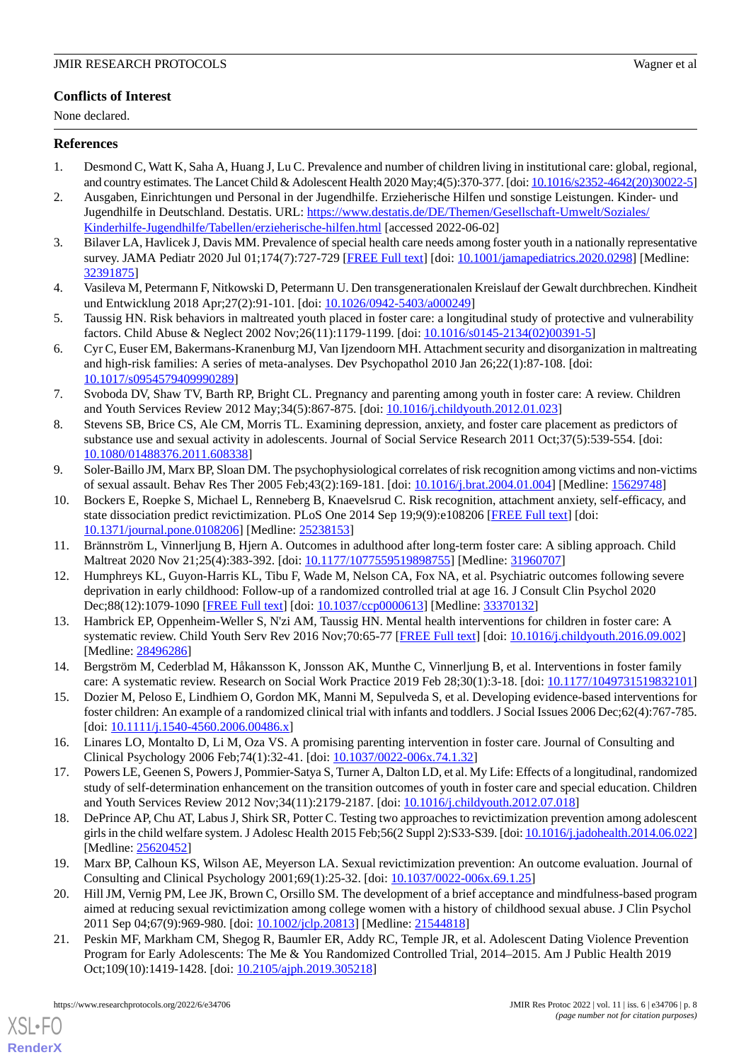## Conflicts of Interest

None declared.

## References

1. Desmond C, Watt K, Saha A, Huang J, Lu C. Prevalence and number of children living in institutional care: global, regional, and country estimates. The Lancet Child & Adolescent Health 2020 May;4(5):370-377. [doi: 10.1016/s2352-4642(20)30022-5]
2. Ausgaben, Einrichtungen und Personal in der Jugendhilfe. Erzieherische Hilfen und sonstige Leistungen. Kinder- und Jugendhilfe in Deutschland. Destatis. URL: https://www.destatis.de/DE/Themen/Gesellschaft-Umwelt/Soziales/Kinderhilfe-Jugendhilfe/Tabellen/erzieherische-hilfen.html [accessed 2022-06-02]
3. Bilaver LA, Havlicek J, Davis MM. Prevalence of special health care needs among foster youth in a nationally representative survey. JAMA Pediatr 2020 Jul 01;174(7):727-729 [FREE Full text] [doi: 10.1001/jamapediatrics.2020.0298] [Medline: 32391875]
4. Vasileva M, Petermann F, Nitkowski D, Petermann U. Den transgenerationalen Kreislauf der Gewalt durchbrechen. Kindheit und Entwicklung 2018 Apr;27(2):91-101. [doi: 10.1026/0942-5403/a000249]
5. Taussig HN. Risk behaviors in maltreated youth placed in foster care: a longitudinal study of protective and vulnerability factors. Child Abuse & Neglect 2002 Nov;26(11):1179-1199. [doi: 10.1016/s0145-2134(02)00391-5]
6. Cyr C, Euser EM, Bakermans-Kranenburg MJ, Van Ijzendoorn MH. Attachment security and disorganization in maltreating and high-risk families: A series of meta-analyses. Dev Psychopathol 2010 Jan 26;22(1):87-108. [doi: 10.1017/s0954579409990289]
7. Svoboda DV, Shaw TV, Barth RP, Bright CL. Pregnancy and parenting among youth in foster care: A review. Children and Youth Services Review 2012 May;34(5):867-875. [doi: 10.1016/j.childyouth.2012.01.023]
8. Stevens SB, Brice CS, Ale CM, Morris TL. Examining depression, anxiety, and foster care placement as predictors of substance use and sexual activity in adolescents. Journal of Social Service Research 2011 Oct;37(5):539-554. [doi: 10.1080/01488376.2011.608338]
9. Soler-Baillo JM, Marx BP, Sloan DM. The psychophysiological correlates of risk recognition among victims and non-victims of sexual assault. Behav Res Ther 2005 Feb;43(2):169-181. [doi: 10.1016/j.brat.2004.01.004] [Medline: 15629748]
10. Bockers E, Roepke S, Michael L, Renneberg B, Knaevelsrud C. Risk recognition, attachment anxiety, self-efficacy, and state dissociation predict revictimization. PLoS One 2014 Sep 19;9(9):e108206 [FREE Full text] [doi: 10.1371/journal.pone.0108206] [Medline: 25238153]
11. Brännström L, Vinnerljung B, Hjern A. Outcomes in adulthood after long-term foster care: A sibling approach. Child Maltreat 2020 Nov 21;25(4):383-392. [doi: 10.1177/1077559519898755] [Medline: 31960707]
12. Humphreys KL, Guyon-Harris KL, Tibu F, Wade M, Nelson CA, Fox NA, et al. Psychiatric outcomes following severe deprivation in early childhood: Follow-up of a randomized controlled trial at age 16. J Consult Clin Psychol 2020 Dec;88(12):1079-1090 [FREE Full text] [doi: 10.1037/ccp0000613] [Medline: 33370132]
13. Hambrick EP, Oppenheim-Weller S, N'zi AM, Taussig HN. Mental health interventions for children in foster care: A systematic review. Child Youth Serv Rev 2016 Nov;70:65-77 [FREE Full text] [doi: 10.1016/j.childyouth.2016.09.002] [Medline: 28496286]
14. Bergström M, Cederblad M, Håkansson K, Jonsson AK, Munthe C, Vinnerljung B, et al. Interventions in foster family care: A systematic review. Research on Social Work Practice 2019 Feb 28;30(1):3-18. [doi: 10.1177/1049731519832101]
15. Dozier M, Peloso E, Lindhiem O, Gordon MK, Manni M, Sepulveda S, et al. Developing evidence-based interventions for foster children: An example of a randomized clinical trial with infants and toddlers. J Social Issues 2006 Dec;62(4):767-785. [doi: 10.1111/j.1540-4560.2006.00486.x]
16. Linares LO, Montalto D, Li M, Oza VS. A promising parenting intervention in foster care. Journal of Consulting and Clinical Psychology 2006 Feb;74(1):32-41. [doi: 10.1037/0022-006x.74.1.32]
17. Powers LE, Geenen S, Powers J, Pommier-Satya S, Turner A, Dalton LD, et al. My Life: Effects of a longitudinal, randomized study of self-determination enhancement on the transition outcomes of youth in foster care and special education. Children and Youth Services Review 2012 Nov;34(11):2179-2187. [doi: 10.1016/j.childyouth.2012.07.018]
18. DePrince AP, Chu AT, Labus J, Shirk SR, Potter C. Testing two approaches to revictimization prevention among adolescent girls in the child welfare system. J Adolesc Health 2015 Feb;56(2 Suppl 2):S33-S39. [doi: 10.1016/j.jadohealth.2014.06.022] [Medline: 25620452]
19. Marx BP, Calhoun KS, Wilson AE, Meyerson LA. Sexual revictimization prevention: An outcome evaluation. Journal of Consulting and Clinical Psychology 2001;69(1):25-32. [doi: 10.1037/0022-006x.69.1.25]
20. Hill JM, Vernig PM, Lee JK, Brown C, Orsillo SM. The development of a brief acceptance and mindfulness-based program aimed at reducing sexual revictimization among college women with a history of childhood sexual abuse. J Clin Psychol 2011 Sep 04;67(9):969-980. [doi: 10.1002/jclp.20813] [Medline: 21544818]
21. Peskin MF, Markham CM, Shegog R, Baumler ER, Addy RC, Temple JR, et al. Adolescent Dating Violence Prevention Program for Early Adolescents: The Me & You Randomized Controlled Trial, 2014–2015. Am J Public Health 2019 Oct;109(10):1419-1428. [doi: 10.2105/ajph.2019.305218]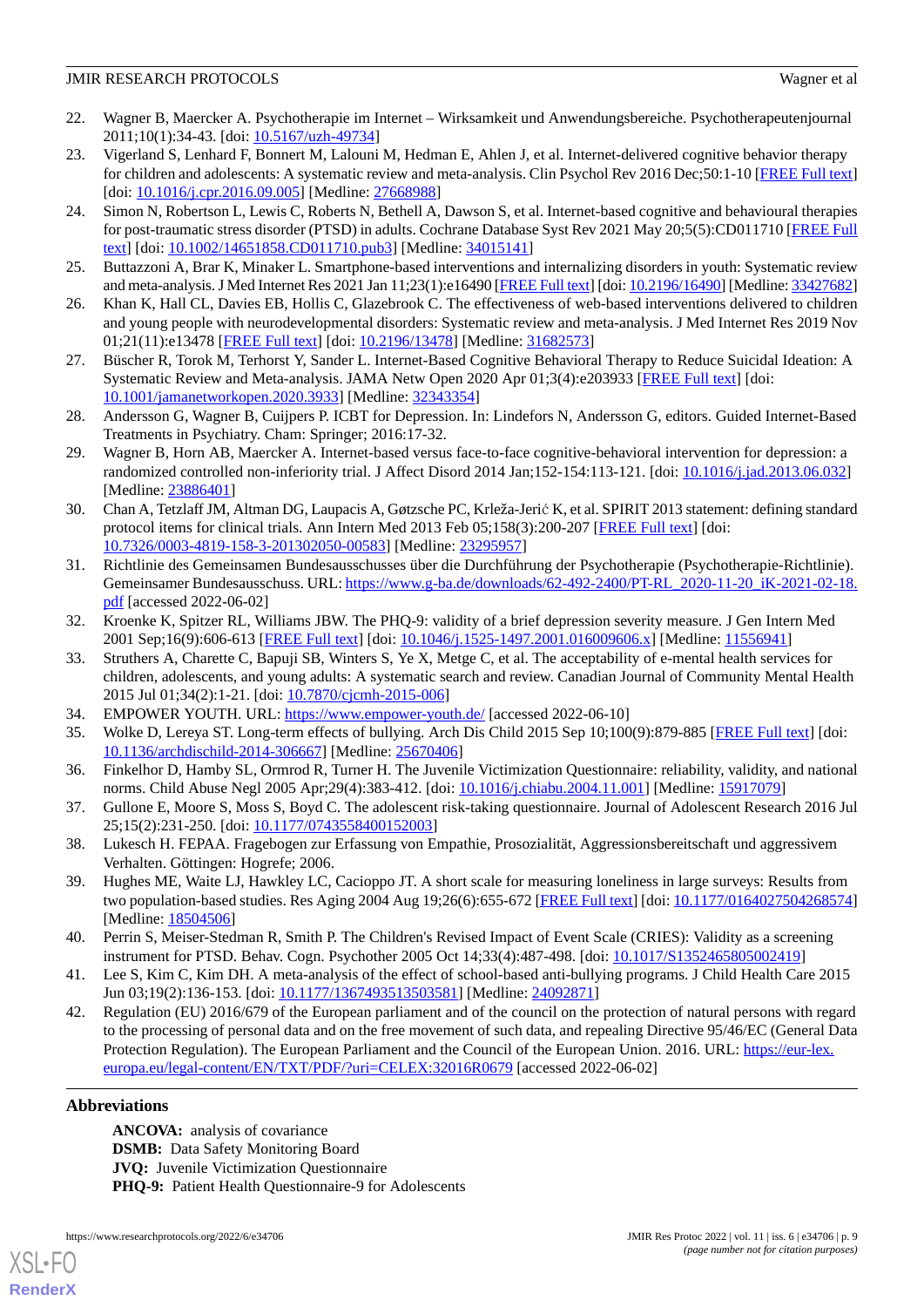22. Wagner B, Maercker A. Psychotherapie im Internet – Wirksamkeit und Anwendungsbereiche. Psychotherapeutenjournal 2011;10(1):34-43. [doi: 10.5167/uzh-49734]
23. Vigerland S, Lenhard F, Bonnert M, Lalouni M, Hedman E, Ahlen J, et al. Internet-delivered cognitive behavior therapy for children and adolescents: A systematic review and meta-analysis. Clin Psychol Rev 2016 Dec;50:1-10 [FREE Full text] [doi: 10.1016/j.cpr.2016.09.005] [Medline: 27668988]
24. Simon N, Robertson L, Lewis C, Roberts N, Bethell A, Dawson S, et al. Internet-based cognitive and behavioural therapies for post-traumatic stress disorder (PTSD) in adults. Cochrane Database Syst Rev 2021 May 20;5(5):CD011710 [FREE Full text] [doi: 10.1002/14651858.CD011710.pub3] [Medline: 34015141]
25. Buttazzoni A, Brar K, Minaker L. Smartphone-based interventions and internalizing disorders in youth: Systematic review and meta-analysis. J Med Internet Res 2021 Jan 11;23(1):e16490 [FREE Full text] [doi: 10.2196/16490] [Medline: 33427682]
26. Khan K, Hall CL, Davies EB, Hollis C, Glazebrook C. The effectiveness of web-based interventions delivered to children and young people with neurodevelopmental disorders: Systematic review and meta-analysis. J Med Internet Res 2019 Nov 01;21(11):e13478 [FREE Full text] [doi: 10.2196/13478] [Medline: 31682573]
27. Büscher R, Torok M, Terhorst Y, Sander L. Internet-Based Cognitive Behavioral Therapy to Reduce Suicidal Ideation: A Systematic Review and Meta-analysis. JAMA Netw Open 2020 Apr 01;3(4):e203933 [FREE Full text] [doi: 10.1001/jamanetworkopen.2020.3933] [Medline: 32343354]
28. Andersson G, Wagner B, Cuijpers P. ICBT for Depression. In: Lindefors N, Andersson G, editors. Guided Internet-Based Treatments in Psychiatry. Cham: Springer; 2016:17-32.
29. Wagner B, Horn AB, Maercker A. Internet-based versus face-to-face cognitive-behavioral intervention for depression: a randomized controlled non-inferiority trial. J Affect Disord 2014 Jan;152-154:113-121. [doi: 10.1016/j.jad.2013.06.032] [Medline: 23886401]
30. Chan A, Tetzlaff JM, Altman DG, Laupacis A, Gøtzsche PC, Krleža-Jerić K, et al. SPIRIT 2013 statement: defining standard protocol items for clinical trials. Ann Intern Med 2013 Feb 05;158(3):200-207 [FREE Full text] [doi: 10.7326/0003-4819-158-3-201302050-00583] [Medline: 23295957]
31. Richtlinie des Gemeinsamen Bundesausschusses über die Durchführung der Psychotherapie (Psychotherapie-Richtlinie). Gemeinsamer Bundesausschuss. URL: https://www.g-ba.de/downloads/62-492-2400/PT-RL_2020-11-20_iK-2021-02-18.pdf [accessed 2022-06-02]
32. Kroenke K, Spitzer RL, Williams JBW. The PHQ-9: validity of a brief depression severity measure. J Gen Intern Med 2001 Sep;16(9):606-613 [FREE Full text] [doi: 10.1046/j.1525-1497.2001.016009606.x] [Medline: 11556941]
33. Struthers A, Charette C, Bapuji SB, Winters S, Ye X, Metge C, et al. The acceptability of e-mental health services for children, adolescents, and young adults: A systematic search and review. Canadian Journal of Community Mental Health 2015 Jul 01;34(2):1-21. [doi: 10.7870/cjcmh-2015-006]
34. EMPOWER YOUTH. URL: https://www.empower-youth.de/ [accessed 2022-06-10]
35. Wolke D, Lereya ST. Long-term effects of bullying. Arch Dis Child 2015 Sep 10;100(9):879-885 [FREE Full text] [doi: 10.1136/archdischild-2014-306667] [Medline: 25670406]
36. Finkelhor D, Hamby SL, Ormrod R, Turner H. The Juvenile Victimization Questionnaire: reliability, validity, and national norms. Child Abuse Negl 2005 Apr;29(4):383-412. [doi: 10.1016/j.chiabu.2004.11.001] [Medline: 15917079]
37. Gullone E, Moore S, Moss S, Boyd C. The adolescent risk-taking questionnaire. Journal of Adolescent Research 2016 Jul 25;15(2):231-250. [doi: 10.1177/0743558400152003]
38. Lukesch H. FEPAA. Fragebogen zur Erfassung von Empathie, Prosozialität, Aggressionsbereitschaft und aggressivem Verhalten. Göttingen: Hogrefe; 2006.
39. Hughes ME, Waite LJ, Hawkley LC, Cacioppo JT. A short scale for measuring loneliness in large surveys: Results from two population-based studies. Res Aging 2004 Aug 19;26(6):655-672 [FREE Full text] [doi: 10.1177/0164027504268574] [Medline: 18504506]
40. Perrin S, Meiser-Stedman R, Smith P. The Children's Revised Impact of Event Scale (CRIES): Validity as a screening instrument for PTSD. Behav. Cogn. Psychother 2005 Oct 14;33(4):487-498. [doi: 10.1017/S1352465805002419]
41. Lee S, Kim C, Kim DH. A meta-analysis of the effect of school-based anti-bullying programs. J Child Health Care 2015 Jun 03;19(2):136-153. [doi: 10.1177/1367493513503581] [Medline: 24092871]
42. Regulation (EU) 2016/679 of the European parliament and of the council on the protection of natural persons with regard to the processing of personal data and on the free movement of such data, and repealing Directive 95/46/EC (General Data Protection Regulation). The European Parliament and the Council of the European Union. 2016. URL: https://eur-lex.europa.eu/legal-content/EN/TXT/PDF/?uri=CELEX:32016R0679 [accessed 2022-06-02]

## Abbreviations

**ANCOVA:** analysis of covariance
**DSMB:** Data Safety Monitoring Board
**JVQ:** Juvenile Victimization Questionnaire
**PHQ-9:** Patient Health Questionnaire-9 for Adolescents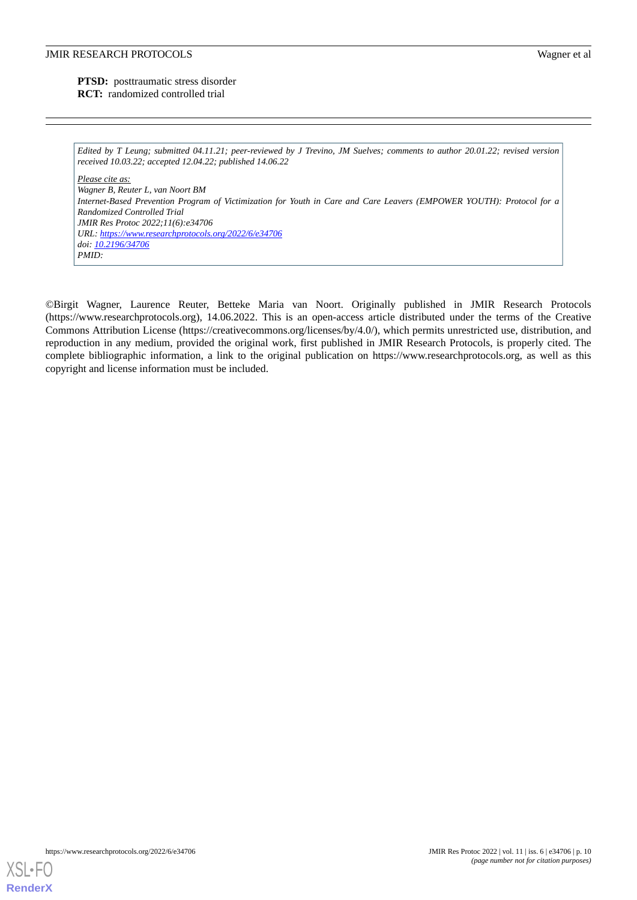**PTSD:** posttraumatic stress disorder
**RCT:** randomized controlled trial

---

*Edited by T Leung; submitted 04.11.21; peer-reviewed by J Trevino, JM Suelves; comments to author 20.01.22; revised version received 10.03.22; accepted 12.04.22; published 14.06.22*

*Please cite as:*
*Wagner B, Reuter L, van Noort BM*
*Internet-Based Prevention Program of Victimization for Youth in Care and Care Leavers (EMPOWER YOUTH): Protocol for a Randomized Controlled Trial*
*JMIR Res Protoc 2022;11(6):e34706*
*URL: https://www.researchprotocols.org/2022/6/e34706*
*doi: 10.2196/34706*
*PMID:*

©Birgit Wagner, Laurence Reuter, Betteke Maria van Noort. Originally published in JMIR Research Protocols (https://www.researchprotocols.org), 14.06.2022. This is an open-access article distributed under the terms of the Creative Commons Attribution License (https://creativecommons.org/licenses/by/4.0/), which permits unrestricted use, distribution, and reproduction in any medium, provided the original work, first published in JMIR Research Protocols, is properly cited. The complete bibliographic information, a link to the original publication on https://www.researchprotocols.org, as well as this copyright and license information must be included.